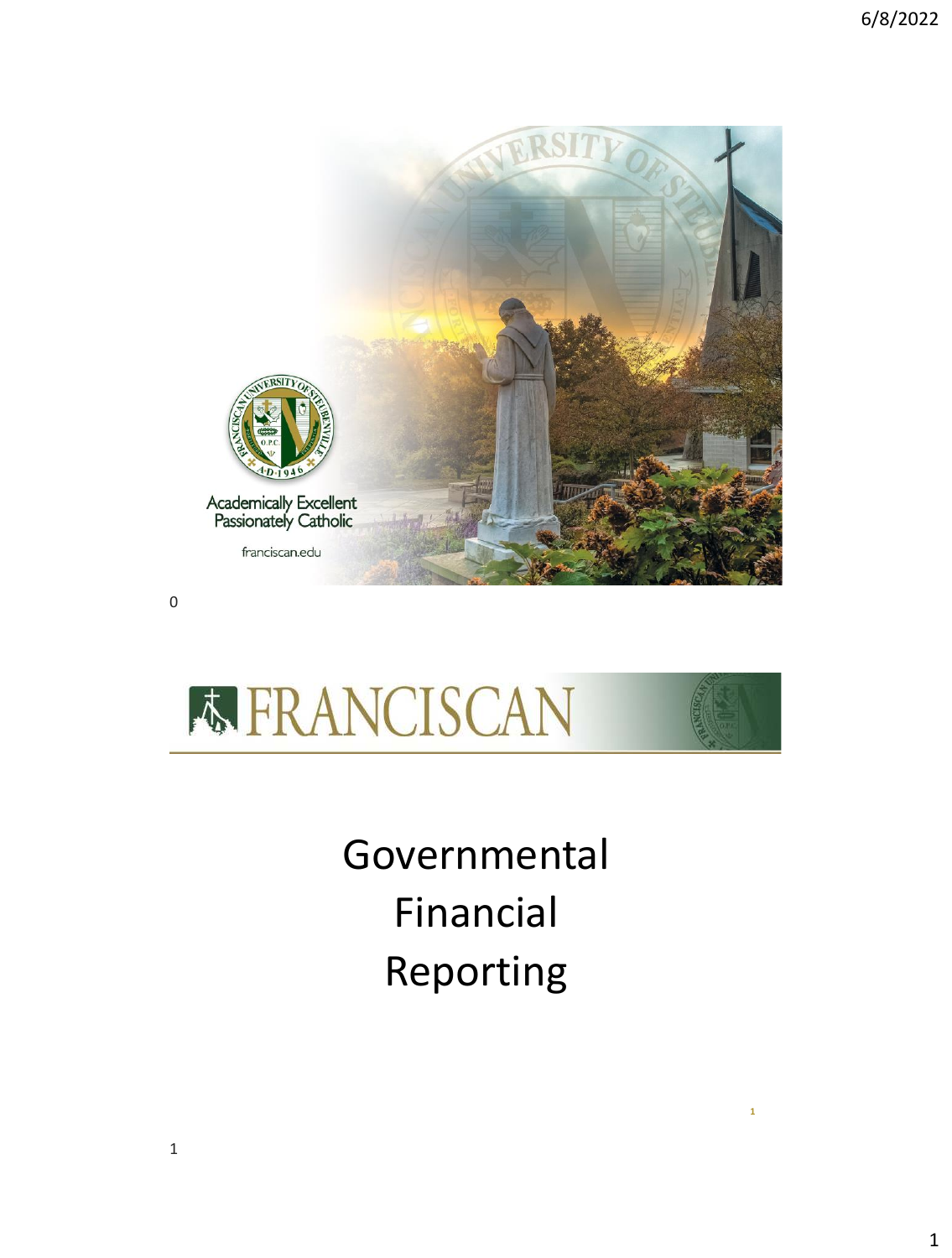Academically Excellent
Passionately Catholic

franciscan.edu

# FRANCISCAN

# Governmental Financial Reporting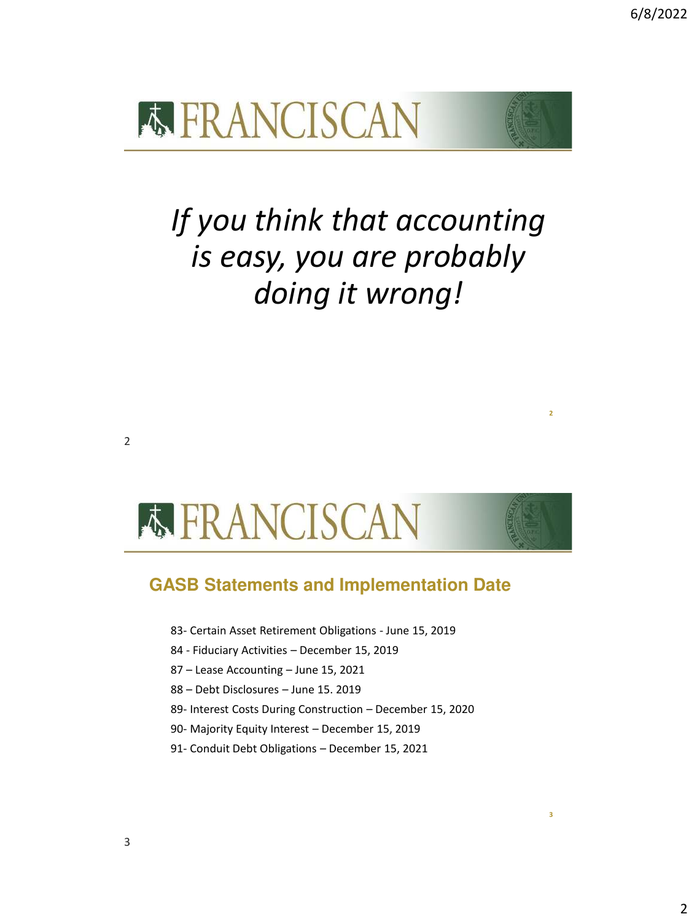FRANCISCAN

*If you think that accounting is easy, you are probably doing it wrong!*

FRANCISCAN

## GASB Statements and Implementation Date

- 83- Certain Asset Retirement Obligations - June 15, 2019
- 84 - Fiduciary Activities – December 15, 2019
- 87 – Lease Accounting – June 15, 2021
- 88 – Debt Disclosures – June 15. 2019
- 89- Interest Costs During Construction – December 15, 2020
- 90- Majority Equity Interest – December 15, 2019
- 91- Conduit Debt Obligations – December 15, 2021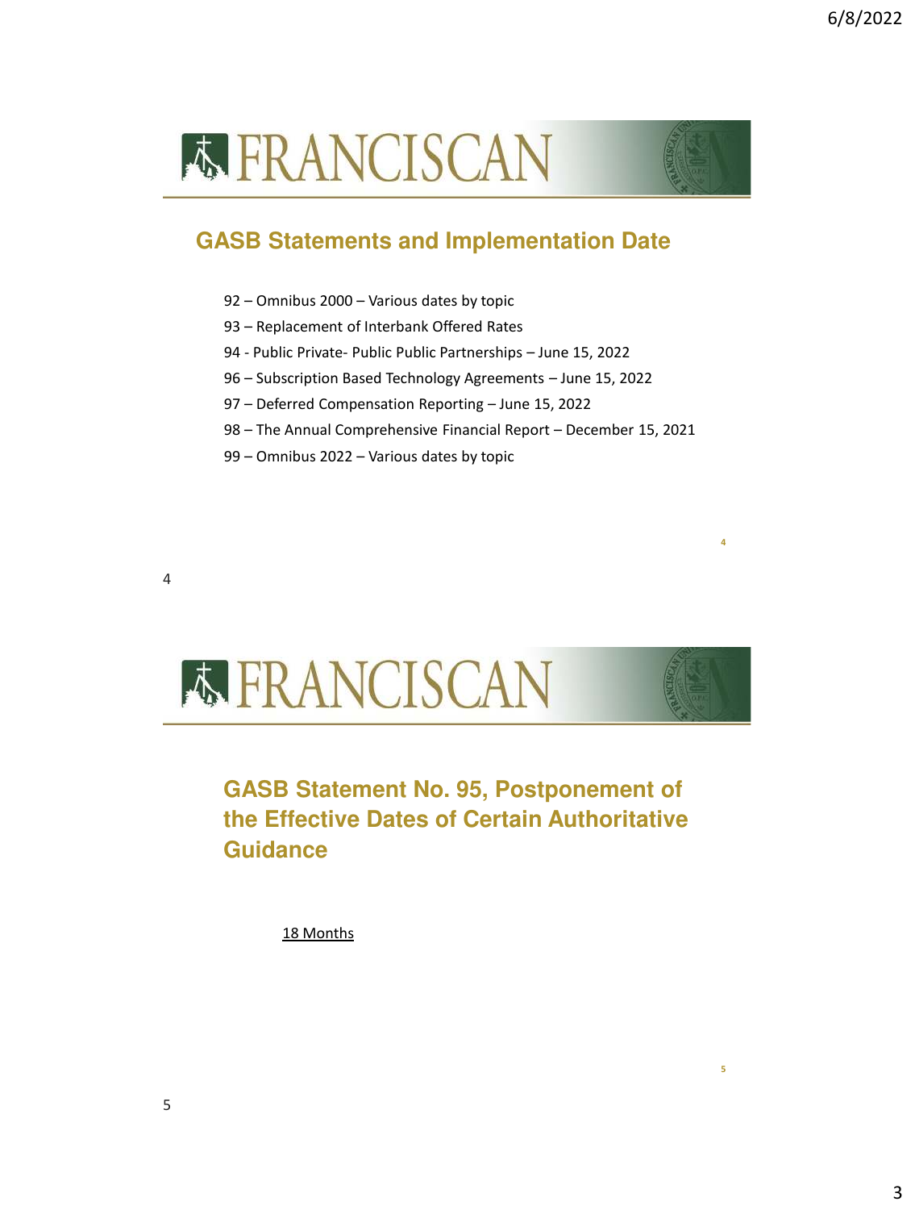FRANCISCAN

## GASB Statements and Implementation Date

- 92 – Omnibus 2000 – Various dates by topic
- 93 – Replacement of Interbank Offered Rates
- 94 - Public Private- Public Public Partnerships – June 15, 2022
- 96 – Subscription Based Technology Agreements – June 15, 2022
- 97 – Deferred Compensation Reporting – June 15, 2022
- 98 – The Annual Comprehensive Financial Report – December 15, 2021
- 99 – Omnibus 2022 – Various dates by topic

FRANCISCAN

## GASB Statement No. 95, Postponement of the Effective Dates of Certain Authoritative Guidance

18 Months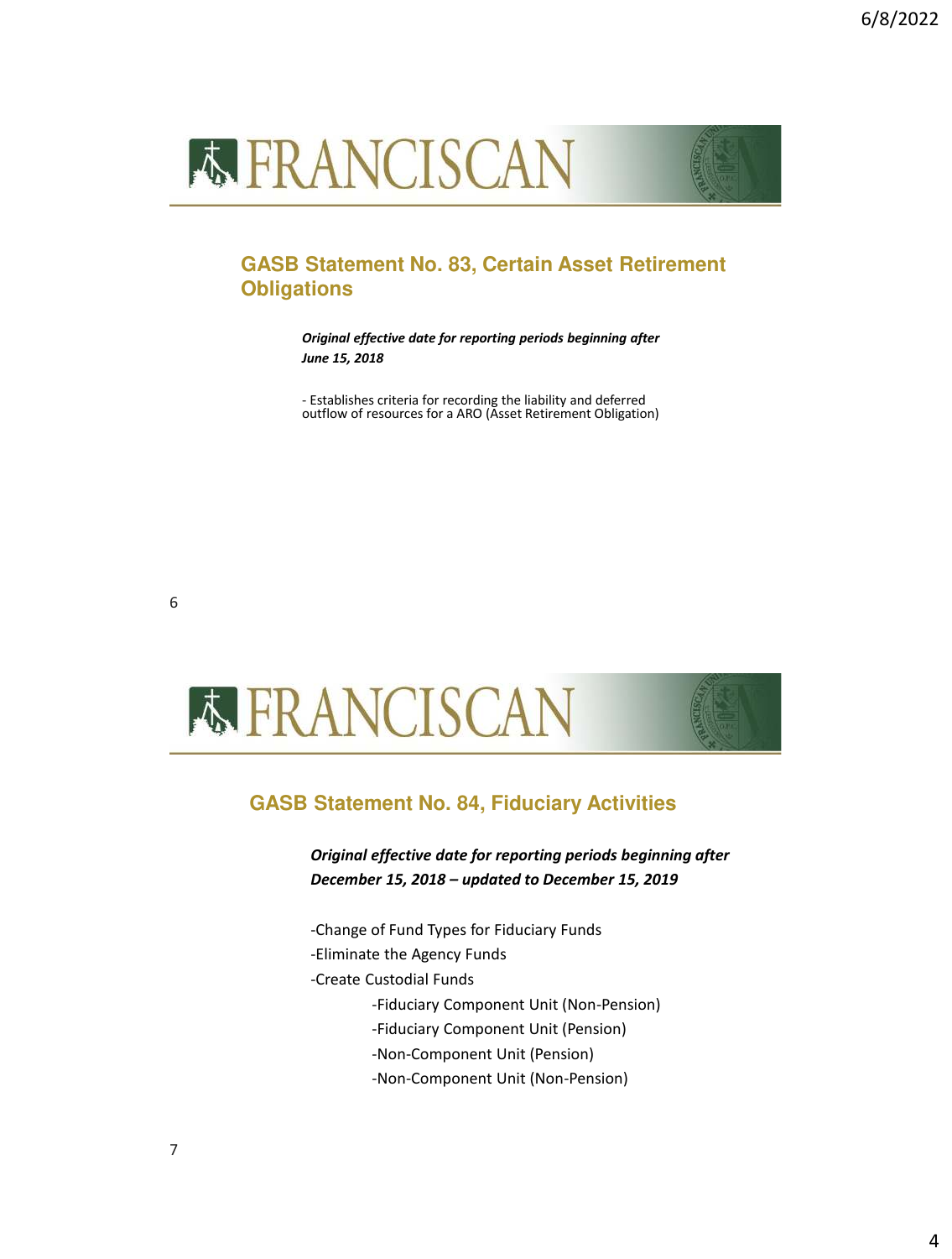## GASB Statement No. 83, Certain Asset Retirement Obligations

***Original effective date for reporting periods beginning after June 15, 2018***

- Establishes criteria for recording the liability and deferred outflow of resources for a ARO (Asset Retirement Obligation)

## GASB Statement No. 84, Fiduciary Activities

***Original effective date for reporting periods beginning after December 15, 2018 – updated to December 15, 2019***

-Change of Fund Types for Fiduciary Funds

-Eliminate the Agency Funds

-Create Custodial Funds

- -Fiduciary Component Unit (Non-Pension)
- -Fiduciary Component Unit (Pension)
- -Non-Component Unit (Pension)
- -Non-Component Unit (Non-Pension)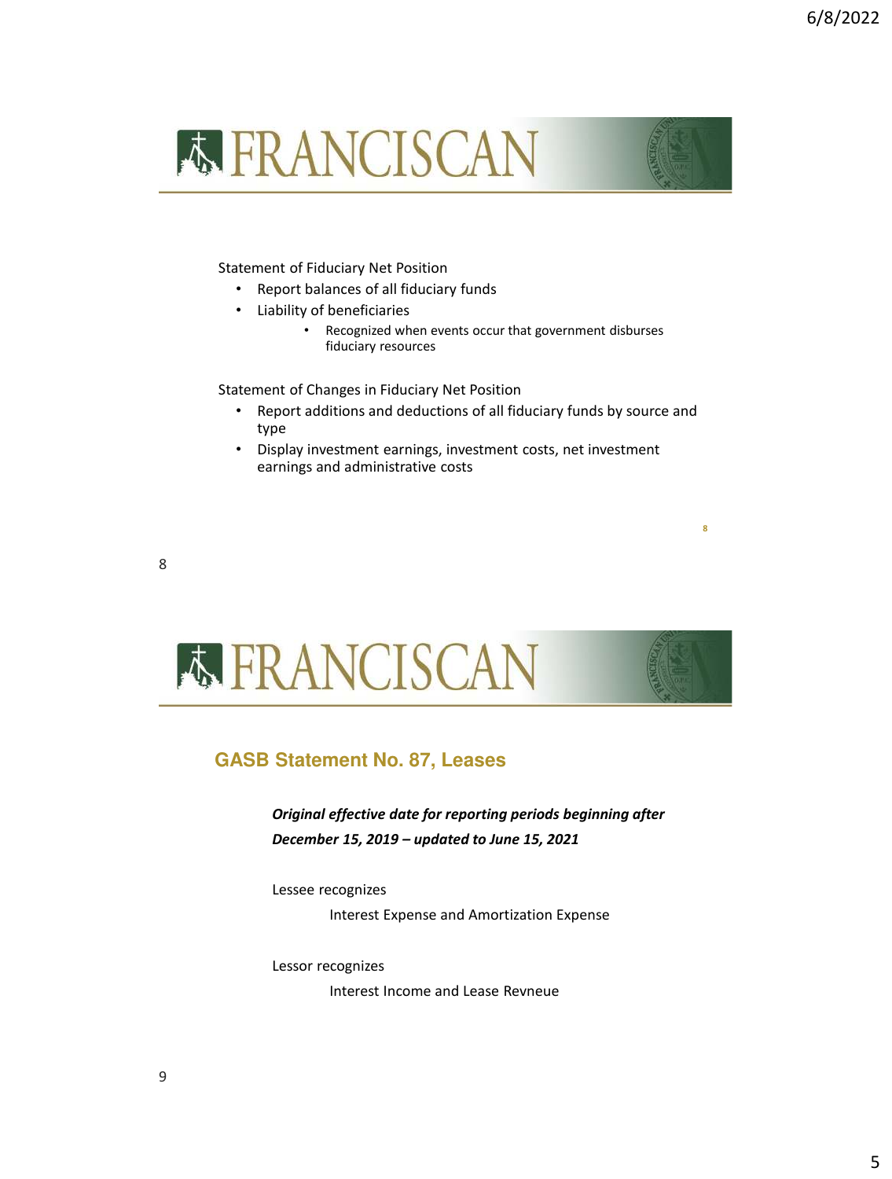Statement of Fiduciary Net Position

- Report balances of all fiduciary funds
- Liability of beneficiaries
  - Recognized when events occur that government disburses fiduciary resources

Statement of Changes in Fiduciary Net Position

- Report additions and deductions of all fiduciary funds by source and type
- Display investment earnings, investment costs, net investment earnings and administrative costs

## GASB Statement No. 87, Leases

***Original effective date for reporting periods beginning after December 15, 2019 – updated to June 15, 2021***

Lessee recognizes

Interest Expense and Amortization Expense

Lessor recognizes

Interest Income and Lease Revneue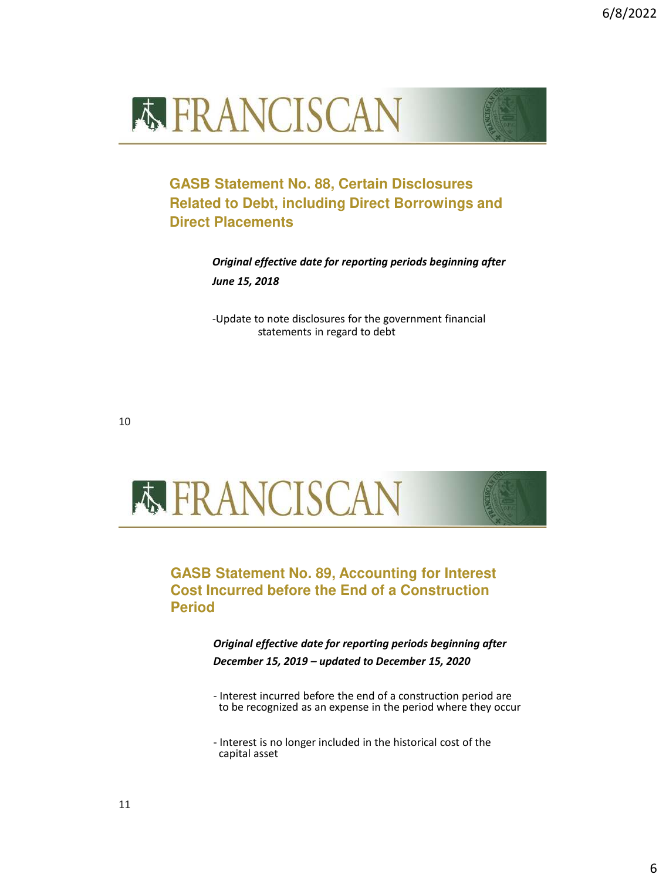FRANCISCAN

## GASB Statement No. 88, Certain Disclosures Related to Debt, including Direct Borrowings and Direct Placements

***Original effective date for reporting periods beginning after June 15, 2018***

-Update to note disclosures for the government financial statements in regard to debt

FRANCISCAN

## GASB Statement No. 89, Accounting for Interest Cost Incurred before the End of a Construction Period

***Original effective date for reporting periods beginning after December 15, 2019 – updated to December 15, 2020***

- Interest incurred before the end of a construction period are to be recognized as an expense in the period where they occur

- Interest is no longer included in the historical cost of the capital asset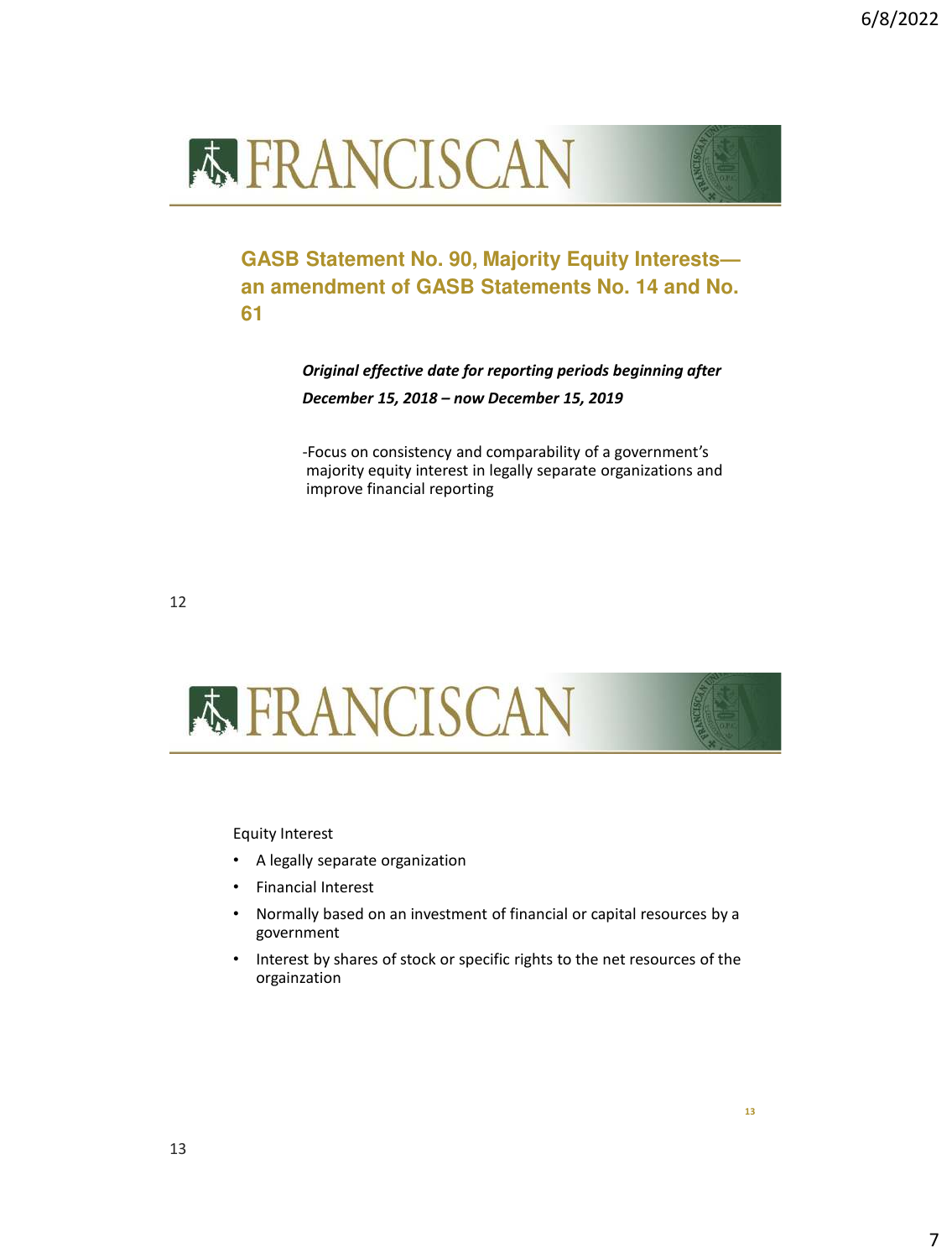# FRANCISCAN

## GASB Statement No. 90, Majority Equity Interests—an amendment of GASB Statements No. 14 and No. 61

***Original effective date for reporting periods beginning after December 15, 2018 – now December 15, 2019***

-Focus on consistency and comparability of a government's majority equity interest in legally separate organizations and improve financial reporting

# FRANCISCAN

Equity Interest

- A legally separate organization
- Financial Interest
- Normally based on an investment of financial or capital resources by a government
- Interest by shares of stock or specific rights to the net resources of the orgainzation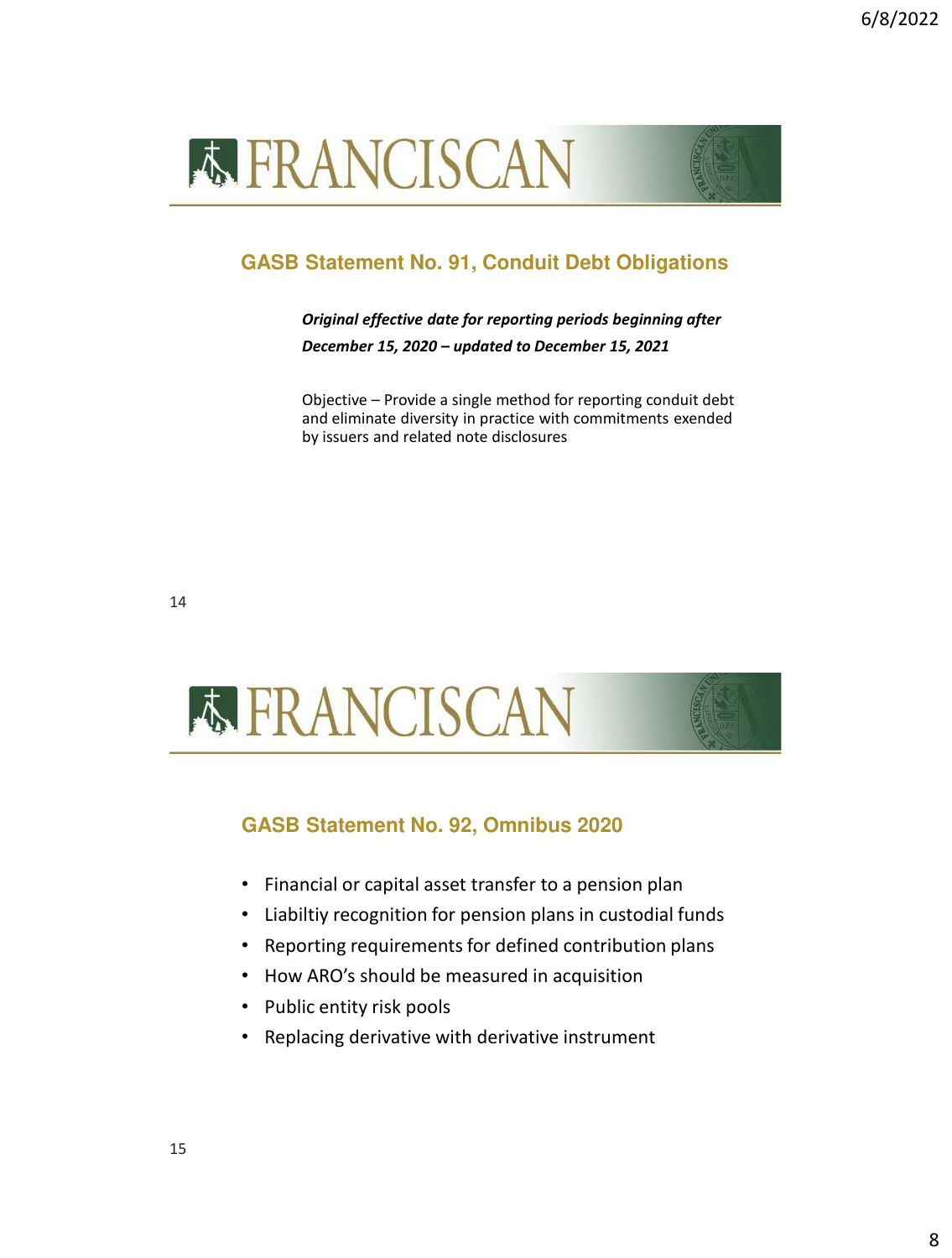FRANCISCAN

## GASB Statement No. 91, Conduit Debt Obligations

***Original effective date for reporting periods beginning after December 15, 2020 – updated to December 15, 2021***

Objective – Provide a single method for reporting conduit debt and eliminate diversity in practice with commitments exended by issuers and related note disclosures

FRANCISCAN

## GASB Statement No. 92, Omnibus 2020

- Financial or capital asset transfer to a pension plan
- Liabiltiy recognition for pension plans in custodial funds
- Reporting requirements for defined contribution plans
- How ARO's should be measured in acquisition
- Public entity risk pools
- Replacing derivative with derivative instrument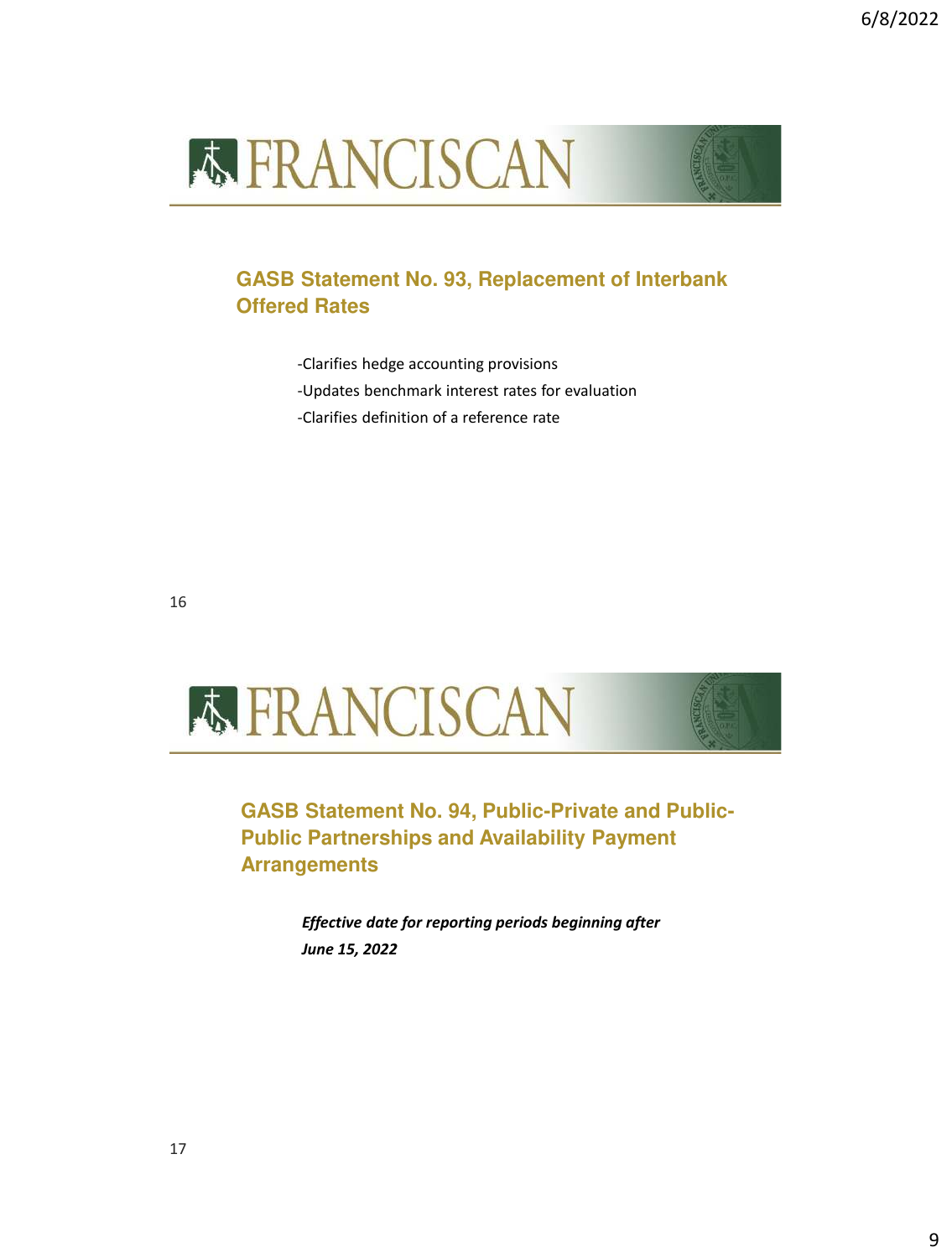## GASB Statement No. 93, Replacement of Interbank Offered Rates

-Clarifies hedge accounting provisions

-Updates benchmark interest rates for evaluation

-Clarifies definition of a reference rate

## GASB Statement No. 94, Public-Private and Public-Public Partnerships and Availability Payment Arrangements

***Effective date for reporting periods beginning after June 15, 2022***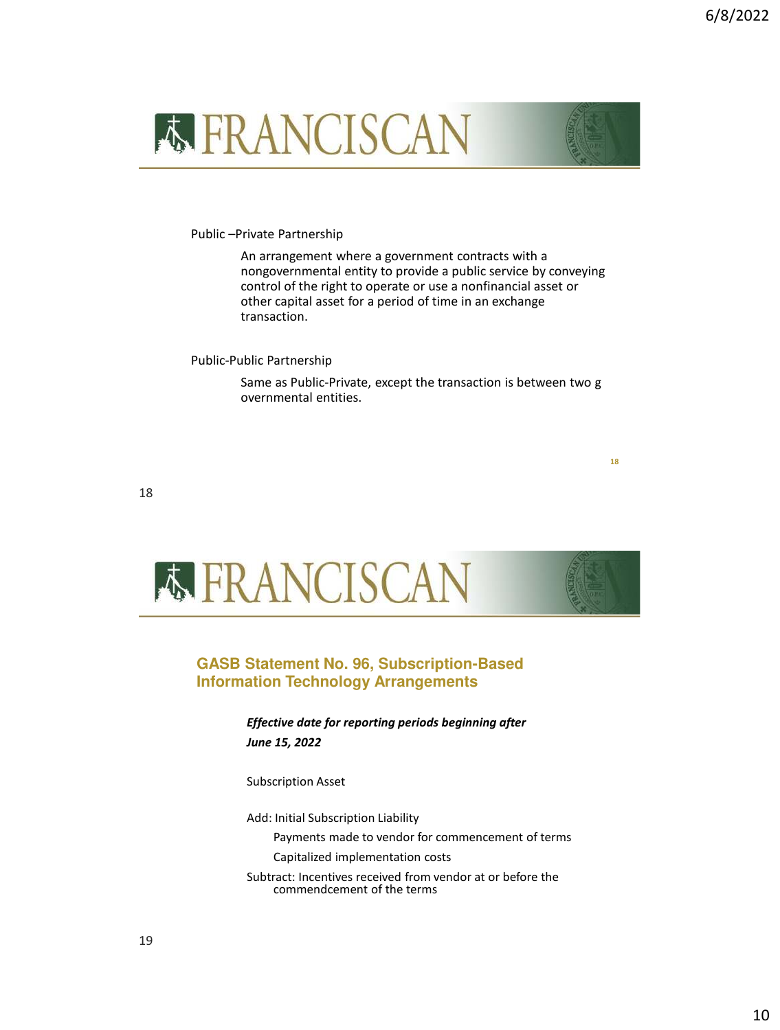FRANCISCAN

Public –Private Partnership

An arrangement where a government contracts with a nongovernmental entity to provide a public service by conveying control of the right to operate or use a nonfinancial asset or other capital asset for a period of time in an exchange transaction.

Public-Public Partnership

Same as Public-Private, except the transaction is between two g overnmental entities.

FRANCISCAN

## GASB Statement No. 96, Subscription-Based Information Technology Arrangements

***Effective date for reporting periods beginning after June 15, 2022***

Subscription Asset

Add: Initial Subscription Liability

Payments made to vendor for commencement of terms

Capitalized implementation costs

Subtract: Incentives received from vendor at or before the commendcement of the terms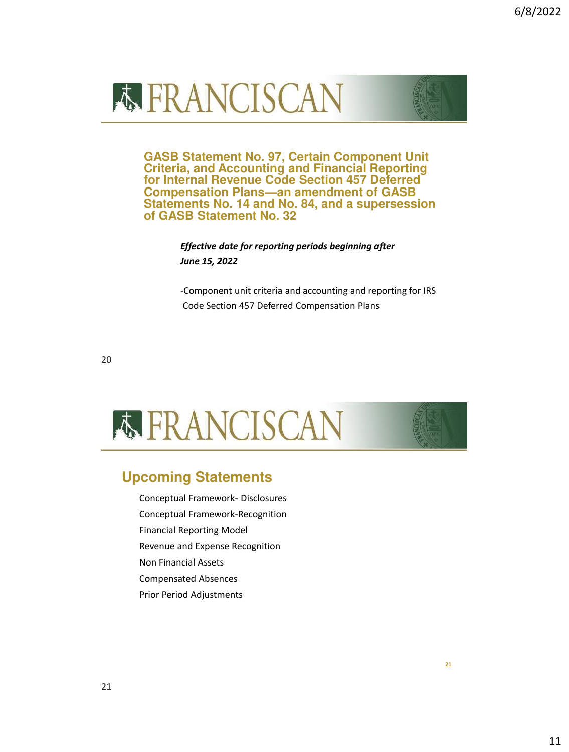# FRANCISCAN

## GASB Statement No. 97, Certain Component Unit Criteria, and Accounting and Financial Reporting for Internal Revenue Code Section 457 Deferred Compensation Plans—an amendment of GASB Statements No. 14 and No. 84, and a supersession of GASB Statement No. 32

***Effective date for reporting periods beginning after June 15, 2022***

-Component unit criteria and accounting and reporting for IRS Code Section 457 Deferred Compensation Plans

# FRANCISCAN

## Upcoming Statements

Conceptual Framework- Disclosures

Conceptual Framework-Recognition

Financial Reporting Model

Revenue and Expense Recognition

Non Financial Assets

Compensated Absences

Prior Period Adjustments